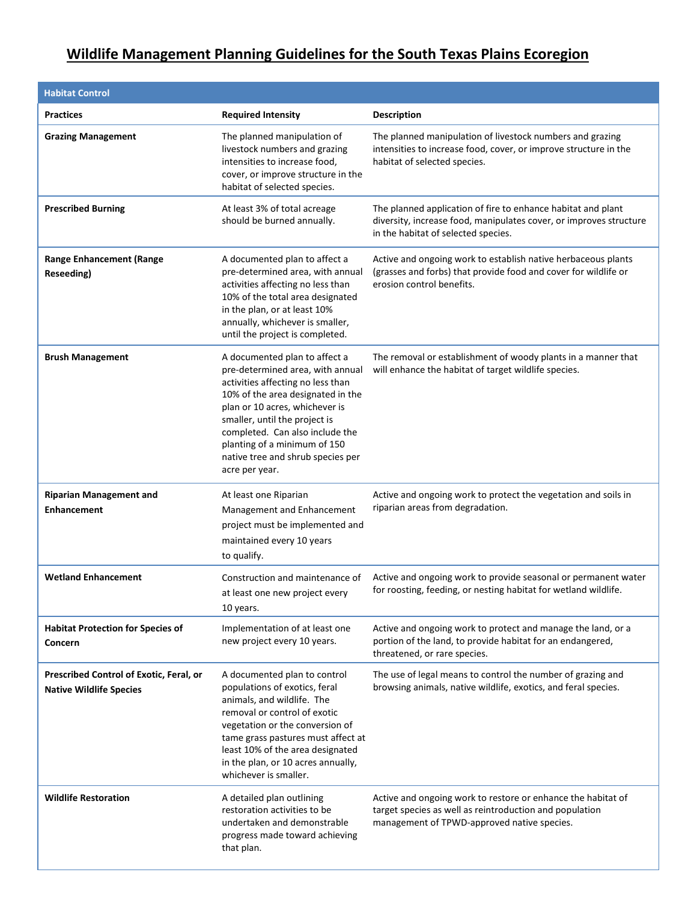# Wildlife Management Planning Guidelines for the South Texas Plains Ecoregion

| Habitat Control | | |
|---|---|---|
| **Practices** | **Required Intensity** | **Description** |
| **Grazing Management** | The planned manipulation of livestock numbers and grazing intensities to increase food, cover, or improve structure in the habitat of selected species. | The planned manipulation of livestock numbers and grazing intensities to increase food, cover, or improve structure in the habitat of selected species. |
| **Prescribed Burning** | At least 3% of total acreage should be burned annually. | The planned application of fire to enhance habitat and plant diversity, increase food, manipulates cover, or improves structure in the habitat of selected species. |
| **Range Enhancement (Range Reseeding)** | A documented plan to affect a pre-determined area, with annual activities affecting no less than 10% of the total area designated in the plan, or at least 10% annually, whichever is smaller, until the project is completed. | Active and ongoing work to establish native herbaceous plants (grasses and forbs) that provide food and cover for wildlife or erosion control benefits. |
| **Brush Management** | A documented plan to affect a pre-determined area, with annual activities affecting no less than 10% of the area designated in the plan or 10 acres, whichever is smaller, until the project is completed. Can also include the planting of a minimum of 150 native tree and shrub species per acre per year. | The removal or establishment of woody plants in a manner that will enhance the habitat of target wildlife species. |
| **Riparian Management and Enhancement** | At least one Riparian Management and Enhancement project must be implemented and maintained every 10 years to qualify. | Active and ongoing work to protect the vegetation and soils in riparian areas from degradation. |
| **Wetland Enhancement** | Construction and maintenance of at least one new project every 10 years. | Active and ongoing work to provide seasonal or permanent water for roosting, feeding, or nesting habitat for wetland wildlife. |
| **Habitat Protection for Species of Concern** | Implementation of at least one new project every 10 years. | Active and ongoing work to protect and manage the land, or a portion of the land, to provide habitat for an endangered, threatened, or rare species. |
| **Prescribed Control of Exotic, Feral, or Native Wildlife Species** | A documented plan to control populations of exotics, feral animals, and wildlife. The removal or control of exotic vegetation or the conversion of tame grass pastures must affect at least 10% of the area designated in the plan, or 10 acres annually, whichever is smaller. | The use of legal means to control the number of grazing and browsing animals, native wildlife, exotics, and feral species. |
| **Wildlife Restoration** | A detailed plan outlining restoration activities to be undertaken and demonstrable progress made toward achieving that plan. | Active and ongoing work to restore or enhance the habitat of target species as well as reintroduction and population management of TPWD-approved native species. |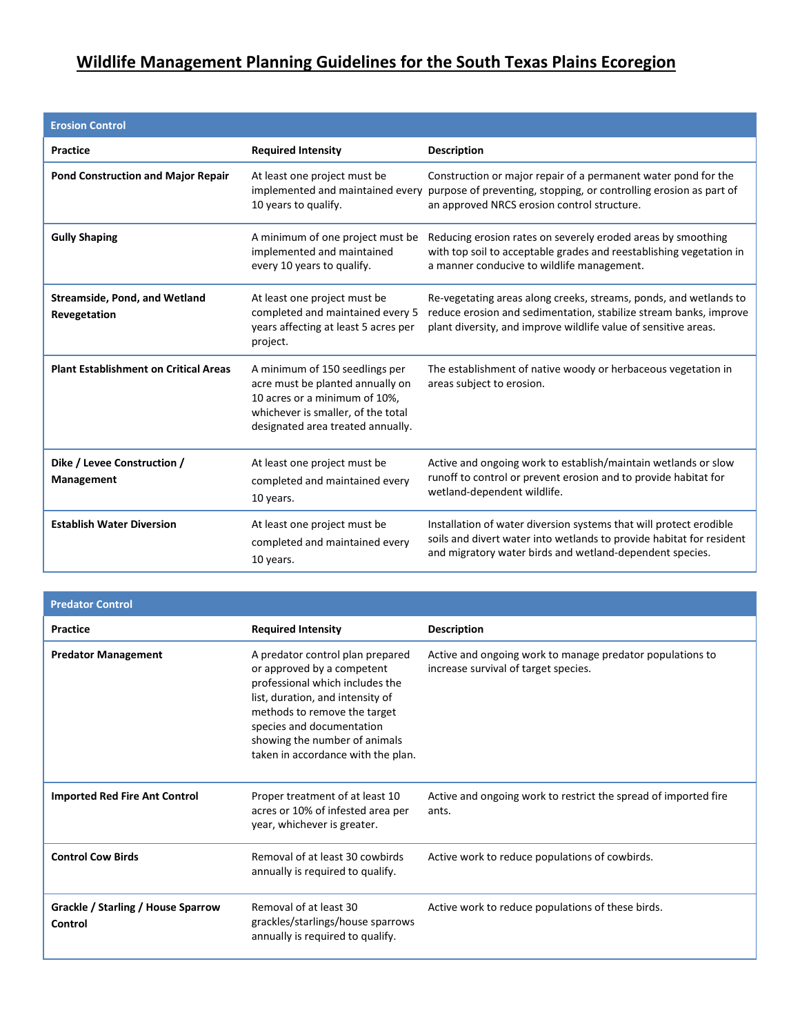# Wildlife Management Planning Guidelines for the South Texas Plains Ecoregion

| Erosion Control | | |
|---|---|---|
| **Practice** | **Required Intensity** | **Description** |
| **Pond Construction and Major Repair** | At least one project must be implemented and maintained every 10 years to qualify. | Construction or major repair of a permanent water pond for the purpose of preventing, stopping, or controlling erosion as part of an approved NRCS erosion control structure. |
| **Gully Shaping** | A minimum of one project must be implemented and maintained every 10 years to qualify. | Reducing erosion rates on severely eroded areas by smoothing with top soil to acceptable grades and reestablishing vegetation in a manner conducive to wildlife management. |
| **Streamside, Pond, and Wetland Revegetation** | At least one project must be completed and maintained every 5 years affecting at least 5 acres per project. | Re-vegetating areas along creeks, streams, ponds, and wetlands to reduce erosion and sedimentation, stabilize stream banks, improve plant diversity, and improve wildlife value of sensitive areas. |
| **Plant Establishment on Critical Areas** | A minimum of 150 seedlings per acre must be planted annually on 10 acres or a minimum of 10%, whichever is smaller, of the total designated area treated annually. | The establishment of native woody or herbaceous vegetation in areas subject to erosion. |
| **Dike / Levee Construction / Management** | At least one project must be completed and maintained every 10 years. | Active and ongoing work to establish/maintain wetlands or slow runoff to control or prevent erosion and to provide habitat for wetland-dependent wildlife. |
| **Establish Water Diversion** | At least one project must be completed and maintained every 10 years. | Installation of water diversion systems that will protect erodible soils and divert water into wetlands to provide habitat for resident and migratory water birds and wetland-dependent species. |

| Predator Control | | |
|---|---|---|
| **Practice** | **Required Intensity** | **Description** |
| **Predator Management** | A predator control plan prepared or approved by a competent professional which includes the list, duration, and intensity of methods to remove the target species and documentation showing the number of animals taken in accordance with the plan. | Active and ongoing work to manage predator populations to increase survival of target species. |
| **Imported Red Fire Ant Control** | Proper treatment of at least 10 acres or 10% of infested area per year, whichever is greater. | Active and ongoing work to restrict the spread of imported fire ants. |
| **Control Cow Birds** | Removal of at least 30 cowbirds annually is required to qualify. | Active work to reduce populations of cowbirds. |
| **Grackle / Starling / House Sparrow Control** | Removal of at least 30 grackles/starlings/house sparrows annually is required to qualify. | Active work to reduce populations of these birds. |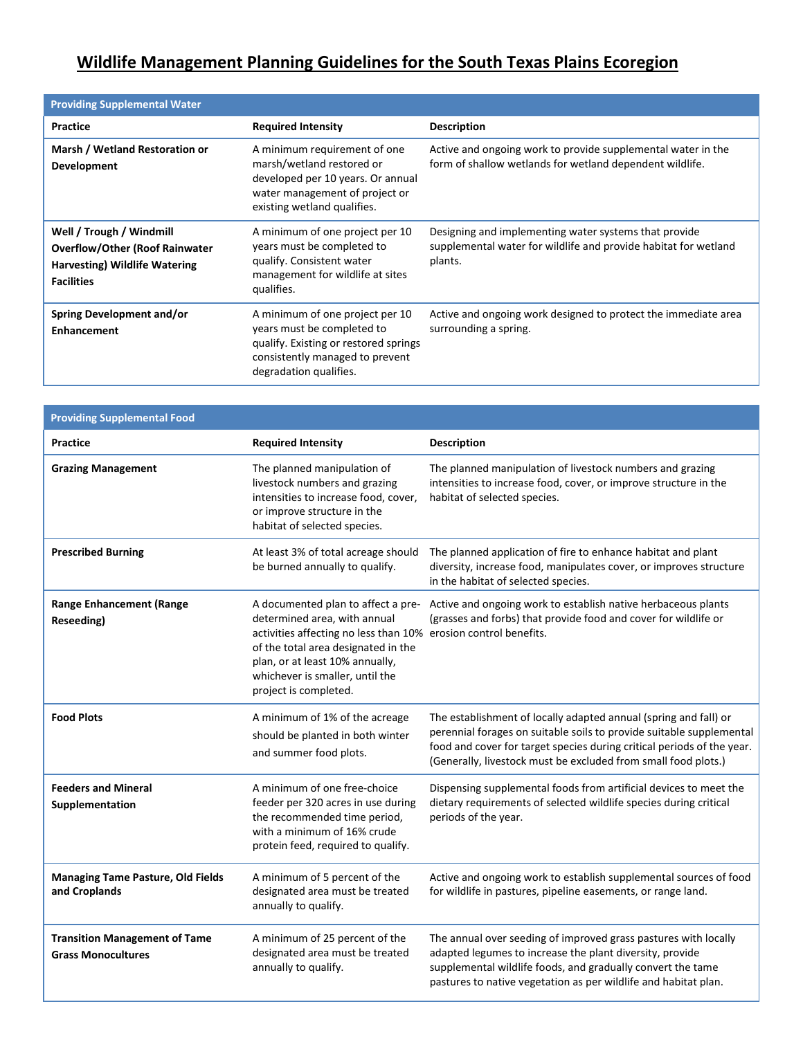# Wildlife Management Planning Guidelines for the South Texas Plains Ecoregion

| Providing Supplemental Water | | |
|---|---|---|
| **Practice** | **Required Intensity** | **Description** |
| **Marsh / Wetland Restoration or Development** | A minimum requirement of one marsh/wetland restored or developed per 10 years. Or annual water management of project or existing wetland qualifies. | Active and ongoing work to provide supplemental water in the form of shallow wetlands for wetland dependent wildlife. |
| **Well / Trough / Windmill Overflow/Other (Roof Rainwater Harvesting) Wildlife Watering Facilities** | A minimum of one project per 10 years must be completed to qualify. Consistent water management for wildlife at sites qualifies. | Designing and implementing water systems that provide supplemental water for wildlife and provide habitat for wetland plants. |
| **Spring Development and/or Enhancement** | A minimum of one project per 10 years must be completed to qualify. Existing or restored springs consistently managed to prevent degradation qualifies. | Active and ongoing work designed to protect the immediate area surrounding a spring. |

| Providing Supplemental Food | | |
|---|---|---|
| **Practice** | **Required Intensity** | **Description** |
| **Grazing Management** | The planned manipulation of livestock numbers and grazing intensities to increase food, cover, or improve structure in the habitat of selected species. | The planned manipulation of livestock numbers and grazing intensities to increase food, cover, or improve structure in the habitat of selected species. |
| **Prescribed Burning** | At least 3% of total acreage should be burned annually to qualify. | The planned application of fire to enhance habitat and plant diversity, increase food, manipulates cover, or improves structure in the habitat of selected species. |
| **Range Enhancement (Range Reseeding)** | A documented plan to affect a pre-determined area, with annual activities affecting no less than 10% of the total area designated in the plan, or at least 10% annually, whichever is smaller, until the project is completed. | Active and ongoing work to establish native herbaceous plants (grasses and forbs) that provide food and cover for wildlife or erosion control benefits. |
| **Food Plots** | A minimum of 1% of the acreage should be planted in both winter and summer food plots. | The establishment of locally adapted annual (spring and fall) or perennial forages on suitable soils to provide suitable supplemental food and cover for target species during critical periods of the year. (Generally, livestock must be excluded from small food plots.) |
| **Feeders and Mineral Supplementation** | A minimum of one free-choice feeder per 320 acres in use during the recommended time period, with a minimum of 16% crude protein feed, required to qualify. | Dispensing supplemental foods from artificial devices to meet the dietary requirements of selected wildlife species during critical periods of the year. |
| **Managing Tame Pasture, Old Fields and Croplands** | A minimum of 5 percent of the designated area must be treated annually to qualify. | Active and ongoing work to establish supplemental sources of food for wildlife in pastures, pipeline easements, or range land. |
| **Transition Management of Tame Grass Monocultures** | A minimum of 25 percent of the designated area must be treated annually to qualify. | The annual over seeding of improved grass pastures with locally adapted legumes to increase the plant diversity, provide supplemental wildlife foods, and gradually convert the tame pastures to native vegetation as per wildlife and habitat plan. |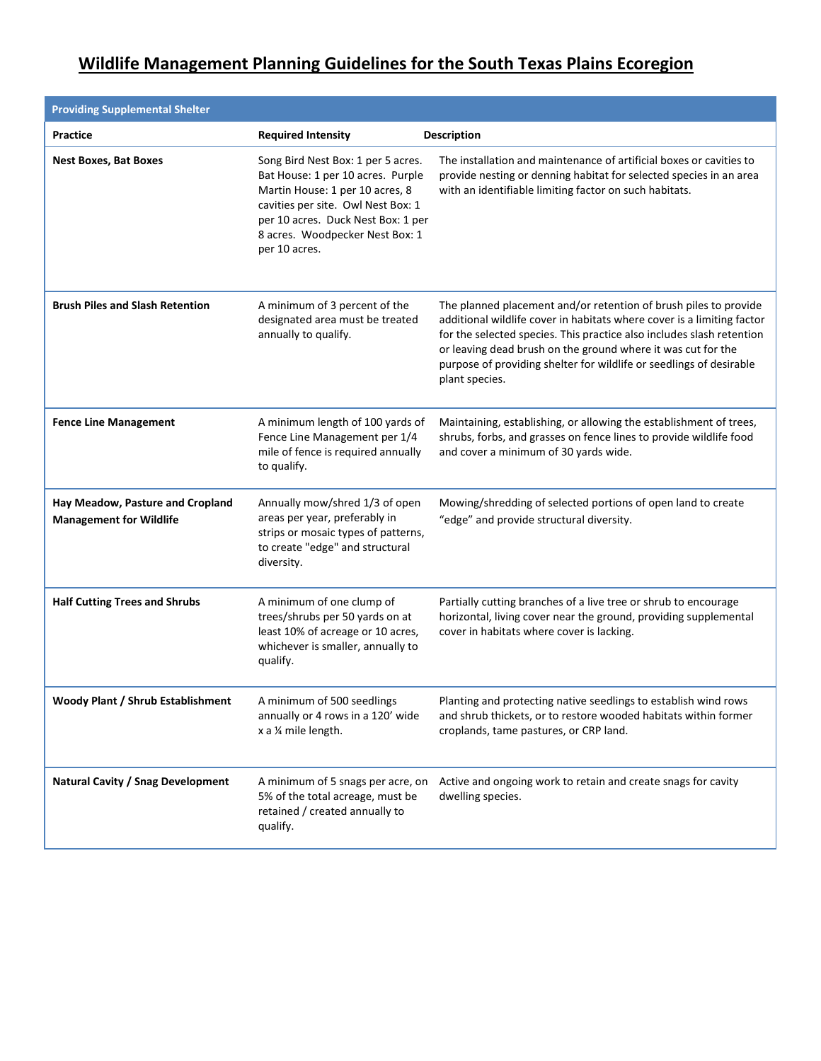# Wildlife Management Planning Guidelines for the South Texas Plains Ecoregion

| Providing Supplemental Shelter | | |
|---|---|---|
| **Practice** | **Required Intensity** | **Description** |
| **Nest Boxes, Bat Boxes** | Song Bird Nest Box: 1 per 5 acres. Bat House: 1 per 10 acres. Purple Martin House: 1 per 10 acres, 8 cavities per site. Owl Nest Box: 1 per 10 acres. Duck Nest Box: 1 per 8 acres. Woodpecker Nest Box: 1 per 10 acres. | The installation and maintenance of artificial boxes or cavities to provide nesting or denning habitat for selected species in an area with an identifiable limiting factor on such habitats. |
| **Brush Piles and Slash Retention** | A minimum of 3 percent of the designated area must be treated annually to qualify. | The planned placement and/or retention of brush piles to provide additional wildlife cover in habitats where cover is a limiting factor for the selected species. This practice also includes slash retention or leaving dead brush on the ground where it was cut for the purpose of providing shelter for wildlife or seedlings of desirable plant species. |
| **Fence Line Management** | A minimum length of 100 yards of Fence Line Management per 1/4 mile of fence is required annually to qualify. | Maintaining, establishing, or allowing the establishment of trees, shrubs, forbs, and grasses on fence lines to provide wildlife food and cover a minimum of 30 yards wide. |
| **Hay Meadow, Pasture and Cropland Management for Wildlife** | Annually mow/shred 1/3 of open areas per year, preferably in strips or mosaic types of patterns, to create "edge" and structural diversity. | Mowing/shredding of selected portions of open land to create "edge" and provide structural diversity. |
| **Half Cutting Trees and Shrubs** | A minimum of one clump of trees/shrubs per 50 yards on at least 10% of acreage or 10 acres, whichever is smaller, annually to qualify. | Partially cutting branches of a live tree or shrub to encourage horizontal, living cover near the ground, providing supplemental cover in habitats where cover is lacking. |
| **Woody Plant / Shrub Establishment** | A minimum of 500 seedlings annually or 4 rows in a 120' wide x a ¼ mile length. | Planting and protecting native seedlings to establish wind rows and shrub thickets, or to restore wooded habitats within former croplands, tame pastures, or CRP land. |
| **Natural Cavity / Snag Development** | A minimum of 5 snags per acre, on 5% of the total acreage, must be retained / created annually to qualify. | Active and ongoing work to retain and create snags for cavity dwelling species. |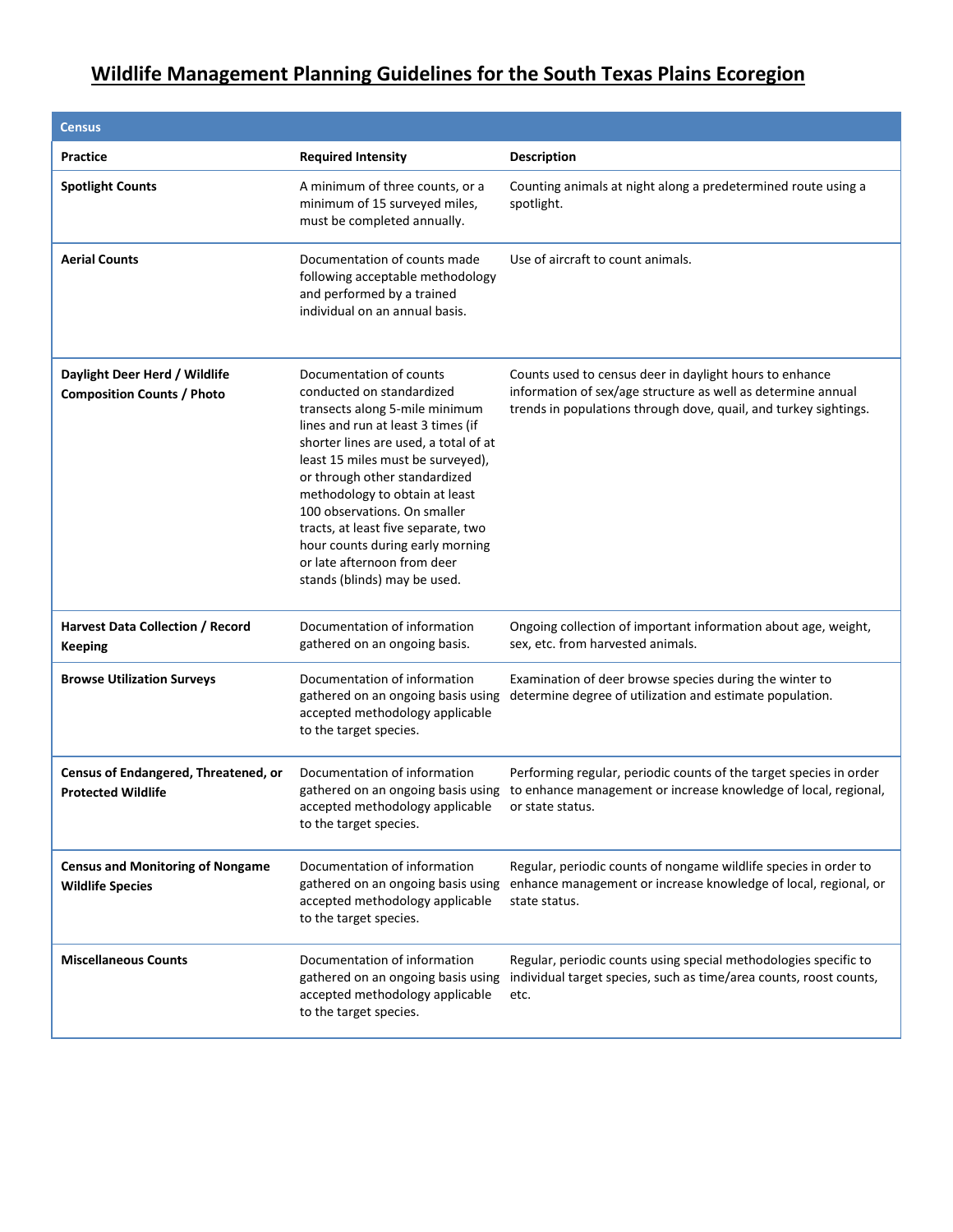# Wildlife Management Planning Guidelines for the South Texas Plains Ecoregion

| Census | | |
|---|---|---|
| **Practice** | **Required Intensity** | **Description** |
| **Spotlight Counts** | A minimum of three counts, or a minimum of 15 surveyed miles, must be completed annually. | Counting animals at night along a predetermined route using a spotlight. |
| **Aerial Counts** | Documentation of counts made following acceptable methodology and performed by a trained individual on an annual basis. | Use of aircraft to count animals. |
| **Daylight Deer Herd / Wildlife Composition Counts / Photo** | Documentation of counts conducted on standardized transects along 5-mile minimum lines and run at least 3 times (if shorter lines are used, a total of at least 15 miles must be surveyed), or through other standardized methodology to obtain at least 100 observations. On smaller tracts, at least five separate, two hour counts during early morning or late afternoon from deer stands (blinds) may be used. | Counts used to census deer in daylight hours to enhance information of sex/age structure as well as determine annual trends in populations through dove, quail, and turkey sightings. |
| **Harvest Data Collection / Record Keeping** | Documentation of information gathered on an ongoing basis. | Ongoing collection of important information about age, weight, sex, etc. from harvested animals. |
| **Browse Utilization Surveys** | Documentation of information gathered on an ongoing basis using accepted methodology applicable to the target species. | Examination of deer browse species during the winter to determine degree of utilization and estimate population. |
| **Census of Endangered, Threatened, or Protected Wildlife** | Documentation of information gathered on an ongoing basis using accepted methodology applicable to the target species. | Performing regular, periodic counts of the target species in order to enhance management or increase knowledge of local, regional, or state status. |
| **Census and Monitoring of Nongame Wildlife Species** | Documentation of information gathered on an ongoing basis using accepted methodology applicable to the target species. | Regular, periodic counts of nongame wildlife species in order to enhance management or increase knowledge of local, regional, or state status. |
| **Miscellaneous Counts** | Documentation of information gathered on an ongoing basis using accepted methodology applicable to the target species. | Regular, periodic counts using special methodologies specific to individual target species, such as time/area counts, roost counts, etc. |